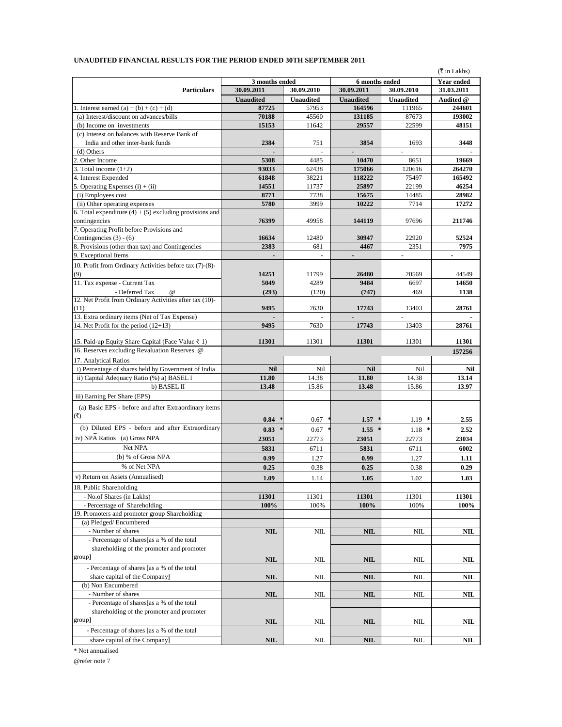## UNAUDITED FINANCIAL RESULTS FOR THE PERIOD ENDED 30TH SEPTEMBER 2011

(₹ in Lakhs)

| Particulars | 3 months ended | | 6 months ended | | Year ended |
|---|---|---|---|---|---|
| | 30.09.2011 | 30.09.2010 | 30.09.2011 | 30.09.2010 | 31.03.2011 |
| | Unaudited | Unaudited | Unaudited | Unaudited | Audited @ |
| 1. Interest earned (a) + (b) + (c) + (d) | 87725 | 57953 | 164596 | 111965 | 244601 |
| (a) Interest/discount on advances/bills | 70188 | 45560 | 131185 | 87673 | 193002 |
| (b) Income on investments | 15153 | 11642 | 29557 | 22599 | 48151 |
| (c) Interest on balances with Reserve Bank of India and other inter-bank funds | 2384 | 751 | 3854 | 1693 | 3448 |
| (d) Others | - | - | - | - | - |
| 2. Other Income | 5308 | 4485 | 10470 | 8651 | 19669 |
| 3. Total income (1+2) | 93033 | 62438 | 175066 | 120616 | 264270 |
| 4. Interest Expended | 61848 | 38221 | 118222 | 75497 | 165492 |
| 5. Operating Expenses (i) + (ii) | 14551 | 11737 | 25897 | 22199 | 46254 |
| (i) Employees cost | 8771 | 7738 | 15675 | 14485 | 28982 |
| (ii) Other operating expenses | 5780 | 3999 | 10222 | 7714 | 17272 |
| 6. Total expenditure (4) + (5) excluding provisions and contingencies | 76399 | 49958 | 144119 | 97696 | 211746 |
| 7. Operating Profit before Provisions and Contingencies (3) - (6) | 16634 | 12480 | 30947 | 22920 | 52524 |
| 8. Provisions (other than tax) and Contingencies | 2383 | 681 | 4467 | 2351 | 7975 |
| 9. Exceptional Items | - | - | - | - | - |
| 10. Profit from Ordinary Activities before tax (7)-(8)-(9) | 14251 | 11799 | 26480 | 20569 | 44549 |
| 11. Tax expense - Current Tax | 5049 | 4289 | 9484 | 6697 | 14650 |
| - Deferred Tax @ | (293) | (120) | (747) | 469 | 1138 |
| 12. Net Profit from Ordinary Activities after tax (10)-(11) | 9495 | 7630 | 17743 | 13403 | 28761 |
| 13. Extra ordinary items (Net of Tax Expense) | - | - | - | - | - |
| 14. Net Profit for the period (12+13) | 9495 | 7630 | 17743 | 13403 | 28761 |
| 15. Paid-up Equity Share Capital (Face Value ₹ 1) | 11301 | 11301 | 11301 | 11301 | 11301 |
| 16. Reserves excluding Revaluation Reserves @ | | | | | 157256 |
| 17. Analytical Ratios | | | | | |
| i) Percentage of shares held by Government of India | Nil | Nil | Nil | Nil | Nil |
| ii) Capital Adequacy Ratio (%) a) BASEL I | 11.80 | 14.38 | 11.80 | 14.38 | 13.14 |
| b) BASEL II | 13.48 | 15.86 | 13.48 | 15.86 | 13.97 |
| iii) Earning Per Share (EPS) | | | | | |
| (a) Basic EPS - before and after Extraordinary items (₹) | 0.84 * | 0.67 * | 1.57 * | 1.19 * | 2.55 |
| (b) Diluted EPS - before and after Extraordinary | 0.83 * | 0.67 * | 1.55 * | 1.18 * | 2.52 |
| iv) NPA Ratios (a) Gross NPA | 23051 | 22773 | 23051 | 22773 | 23034 |
| Net NPA | 5831 | 6711 | 5831 | 6711 | 6002 |
| (b) % of Gross NPA | 0.99 | 1.27 | 0.99 | 1.27 | 1.11 |
| % of Net NPA | 0.25 | 0.38 | 0.25 | 0.38 | 0.29 |
| v) Return on Assets (Annualised) | 1.09 | 1.14 | 1.05 | 1.02 | 1.03 |
| 18. Public Shareholding | | | | | |
| - No.of Shares (in Lakhs) | 11301 | 11301 | 11301 | 11301 | 11301 |
| - Percentage of Shareholding | 100% | 100% | 100% | 100% | 100% |
| 19. Promoters and promoter group Shareholding | | | | | |
| (a) Pledged/ Encumbered | | | | | |
| - Number of shares | NIL | NIL | NIL | NIL | NIL |
| - Percentage of shares[as a % of the total shareholding of the promoter and promoter group] | NIL | NIL | NIL | NIL | NIL |
| - Percentage of shares [as a % of the total share capital of the Company] | NIL | NIL | NIL | NIL | NIL |
| (b) Non Encumbered | | | | | |
| - Number of shares | NIL | NIL | NIL | NIL | NIL |
| - Percentage of shares[as a % of the total shareholding of the promoter and promoter group] | NIL | NIL | NIL | NIL | NIL |
| - Percentage of shares [as a % of the total share capital of the Company] | NIL | NIL | NIL | NIL | NIL |

* Not annualised

@refer note 7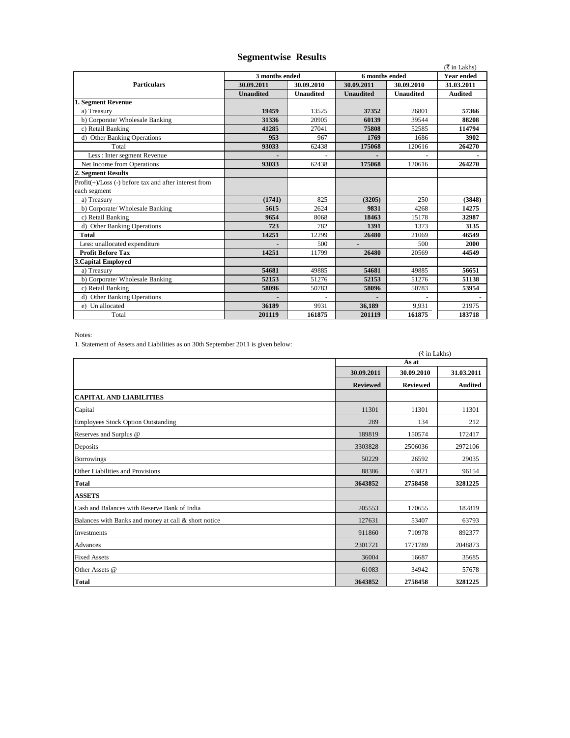# Segmentwise Results

(₹ in Lakhs)

| Particulars | 3 months ended | | 6 months ended | | Year ended |
|---|---|---|---|---|---|
| | 30.09.2011 | 30.09.2010 | 30.09.2011 | 30.09.2010 | 31.03.2011 |
| | Unaudited | Unaudited | Unaudited | Unaudited | Audited |
| **1. Segment Revenue** | | | | | |
| a) Treasury | **19459** | 13525 | **37352** | 26801 | **57366** |
| b) Corporate/ Wholesale Banking | **31336** | 20905 | **60139** | 39544 | **88208** |
| c) Retail Banking | **41285** | 27041 | **75808** | 52585 | **114794** |
| d) Other Banking Operations | **953** | 967 | **1769** | 1686 | **3902** |
| Total | **93033** | 62438 | **175068** | 120616 | **264270** |
| Less : Inter segment Revenue | - | - | - | - | - |
| Net Income from Operations | **93033** | 62438 | **175068** | 120616 | **264270** |
| **2. Segment Results** | | | | | |
| Profit(+)/Loss (-) before tax and after interest from each segment | | | | | |
| a) Treasury | **(1741)** | 825 | **(3205)** | 250 | **(3848)** |
| b) Corporate/ Wholesale Banking | **5615** | 2624 | **9831** | 4268 | **14275** |
| c) Retail Banking | **9654** | 8068 | **18463** | 15178 | **32987** |
| d) Other Banking Operations | **723** | 782 | **1391** | 1373 | **3135** |
| **Total** | **14251** | 12299 | **26480** | 21069 | **46549** |
| Less: unallocated expenditure | - | 500 | - | 500 | **2000** |
| **Profit Before Tax** | **14251** | 11799 | **26480** | 20569 | **44549** |
| **3.Capital Employed** | | | | | |
| a) Treasury | **54681** | 49885 | **54681** | 49885 | **56651** |
| b) Corporate/ Wholesale Banking | **52153** | 51276 | **52153** | 51276 | **51138** |
| c) Retail Banking | **58096** | 50783 | **58096** | 50783 | **53954** |
| d) Other Banking Operations | - | - | - | - | - |
| e) Un allocated | **36189** | 9931 | **36,189** | 9,931 | 21975 |
| Total | **201119** | **161875** | **201119** | **161875** | **183718** |

Notes:

1. Statement of Assets and Liabilities as on 30th September 2011 is given below:

(₹ in Lakhs)

| | As at | | |
|---|---|---|---|
| | 30.09.2011 | 30.09.2010 | 31.03.2011 |
| | Reviewed | Reviewed | Audited |
| **CAPITAL AND LIABILITIES** | | | |
| Capital | 11301 | 11301 | 11301 |
| Employees Stock Option Outstanding | 289 | 134 | 212 |
| Reserves and Surplus @ | 189819 | 150574 | 172417 |
| Deposits | 3303828 | 2506036 | 2972106 |
| Borrowings | 50229 | 26592 | 29035 |
| Other Liabilities and Provisions | 88386 | 63821 | 96154 |
| **Total** | **3643852** | **2758458** | **3281225** |
| **ASSETS** | | | |
| Cash and Balances with Reserve Bank of India | 205553 | 170655 | 182819 |
| Balances with Banks and money at call & short notice | 127631 | 53407 | 63793 |
| Investments | 911860 | 710978 | 892377 |
| Advances | 2301721 | 1771789 | 2048873 |
| Fixed Assets | 36004 | 16687 | 35685 |
| Other Assets @ | 61083 | 34942 | 57678 |
| **Total** | **3643852** | **2758458** | **3281225** |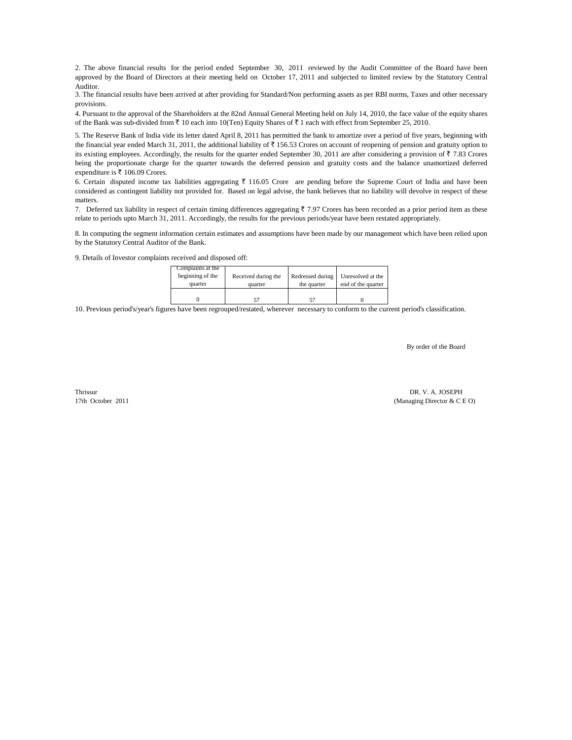2. The above financial results for the period ended September 30, 2011 reviewed by the Audit Committee of the Board have been approved by the Board of Directors at their meeting held on October 17, 2011 and subjected to limited review by the Statutory Central Auditor.

3. The financial results have been arrived at after providing for Standard/Non performing assets as per RBI norms, Taxes and other necessary provisions.

4. Pursuant to the approval of the Shareholders at the 82nd Annual General Meeting held on July 14, 2010, the face value of the equity shares of the Bank was sub-divided from ₹ 10 each into 10(Ten) Equity Shares of ₹ 1 each with effect from September 25, 2010.

5. The Reserve Bank of India vide its letter dated April 8, 2011 has permitted the bank to amortize over a period of five years, beginning with the financial year ended March 31, 2011, the additional liability of ₹ 156.53 Crores on account of reopening of pension and gratuity option to its existing employees. Accordingly, the results for the quarter ended September 30, 2011 are after considering a provision of ₹ 7.83 Crores being the proportionate charge for the quarter towards the deferred pension and gratuity costs and the balance unamortized deferred expenditure is ₹ 106.09 Crores.

6. Certain disputed income tax liabilities aggregating ₹ 116.05 Crore are pending before the Supreme Court of India and have been considered as contingent liability not provided for. Based on legal advise, the bank believes that no liability will devolve in respect of these matters.

7. Deferred tax liability in respect of certain timing differences aggregating ₹ 7.97 Crores has been recorded as a prior period item as these relate to periods upto March 31, 2011. Accordingly, the results for the previous periods/year have been restated appropriately.

8. In computing the segment information certain estimates and assumptions have been made by our management which have been relied upon by the Statutory Central Auditor of the Bank.

9. Details of Investor complaints received and disposed off:

| Complaints at the beginning of the quarter | Received during the quarter | Redressed during the quarter | Unresolved at the end of the quarter |
|---|---|---|---|
| 0 | 57 | 57 | 0 |

10. Previous period's/year's figures have been regrouped/restated, wherever necessary to conform to the current period's classification.

By order of the Board

Thrissur
17th October 2011

DR. V. A. JOSEPH
(Managing Director & C E O)